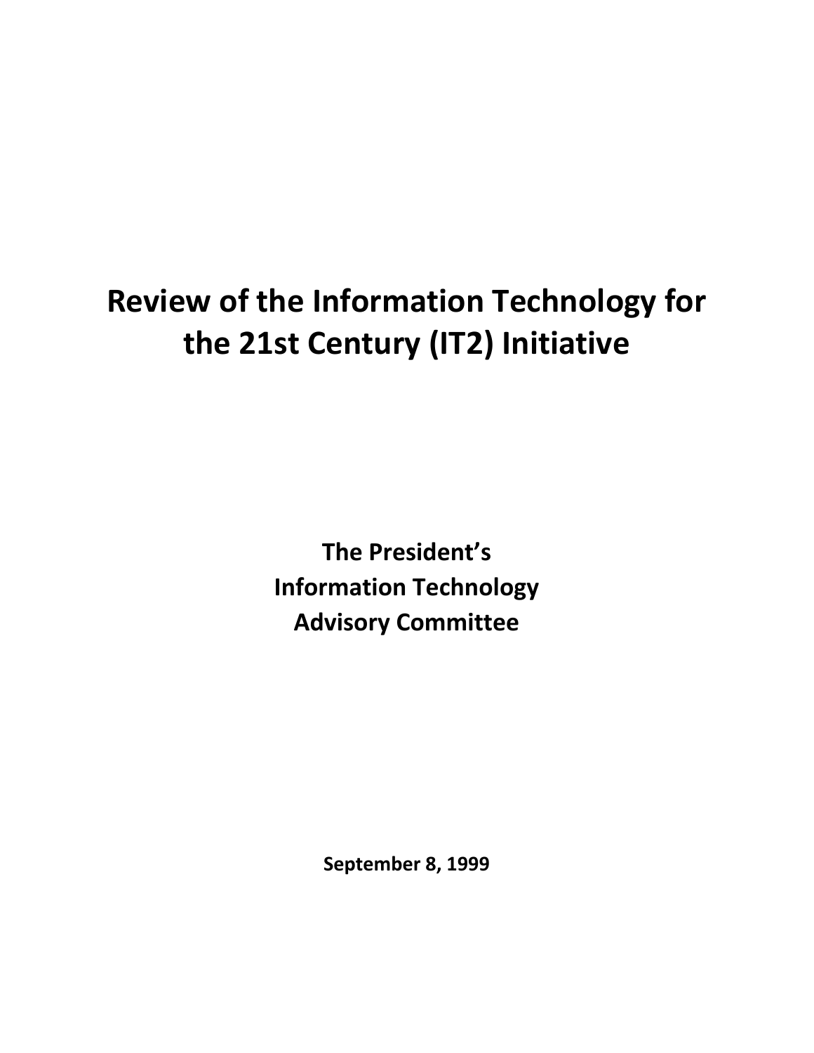# Review of the Information Technology for the 21st Century (IT2) Initiative

**The President's**
**Information Technology**
**Advisory Committee**

**September 8, 1999**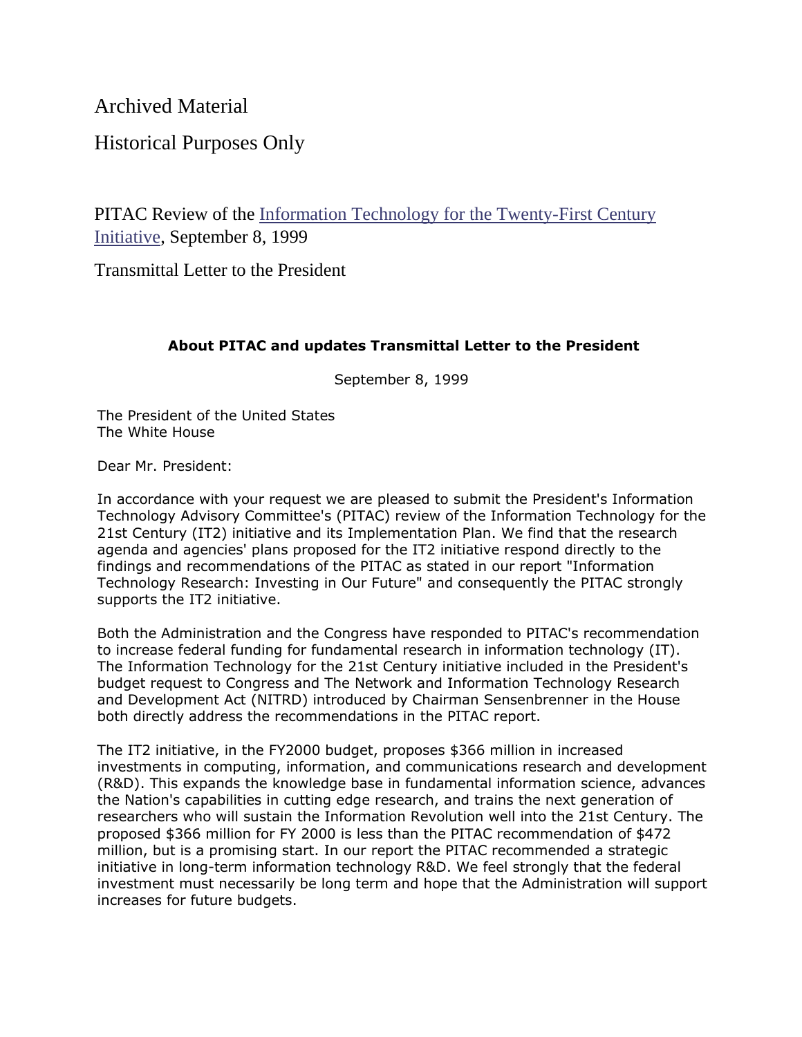Archived Material

Historical Purposes Only

PITAC Review of the Information Technology for the Twenty-First Century Initiative, September 8, 1999

Transmittal Letter to the President

**About PITAC and updates Transmittal Letter to the President**

September 8, 1999

The President of the United States
The White House

Dear Mr. President:

In accordance with your request we are pleased to submit the President's Information Technology Advisory Committee's (PITAC) review of the Information Technology for the 21st Century (IT2) initiative and its Implementation Plan. We find that the research agenda and agencies' plans proposed for the IT2 initiative respond directly to the findings and recommendations of the PITAC as stated in our report "Information Technology Research: Investing in Our Future" and consequently the PITAC strongly supports the IT2 initiative.

Both the Administration and the Congress have responded to PITAC's recommendation to increase federal funding for fundamental research in information technology (IT). The Information Technology for the 21st Century initiative included in the President's budget request to Congress and The Network and Information Technology Research and Development Act (NITRD) introduced by Chairman Sensenbrenner in the House both directly address the recommendations in the PITAC report.

The IT2 initiative, in the FY2000 budget, proposes $366 million in increased investments in computing, information, and communications research and development (R&D). This expands the knowledge base in fundamental information science, advances the Nation's capabilities in cutting edge research, and trains the next generation of researchers who will sustain the Information Revolution well into the 21st Century. The proposed $366 million for FY 2000 is less than the PITAC recommendation of $472 million, but is a promising start. In our report the PITAC recommended a strategic initiative in long-term information technology R&D. We feel strongly that the federal investment must necessarily be long term and hope that the Administration will support increases for future budgets.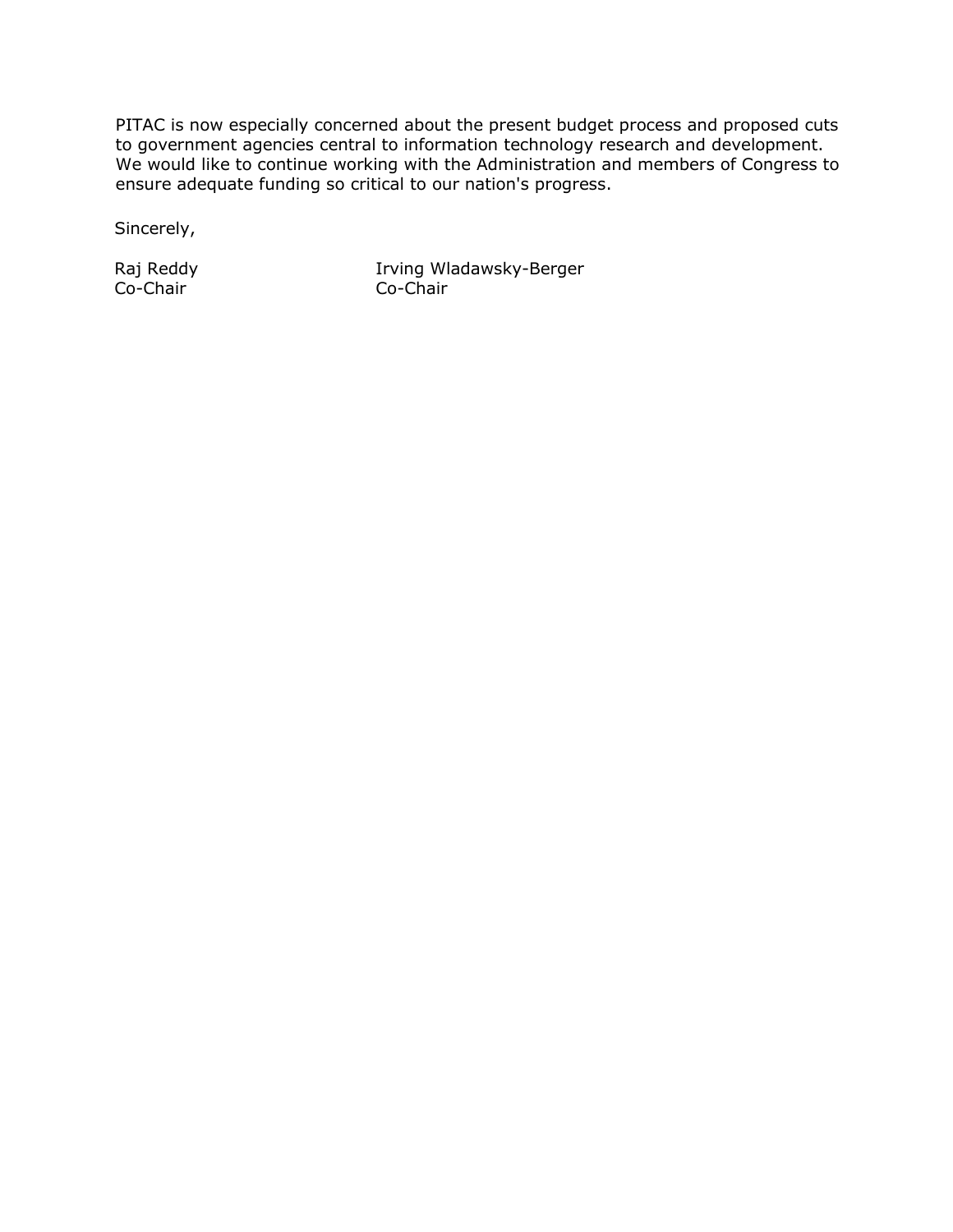PITAC is now especially concerned about the present budget process and proposed cuts to government agencies central to information technology research and development. We would like to continue working with the Administration and members of Congress to ensure adequate funding so critical to our nation's progress.

Sincerely,

| Raj Reddy | Irving Wladawsky-Berger |
| --- | --- |
| Co-Chair | Co-Chair |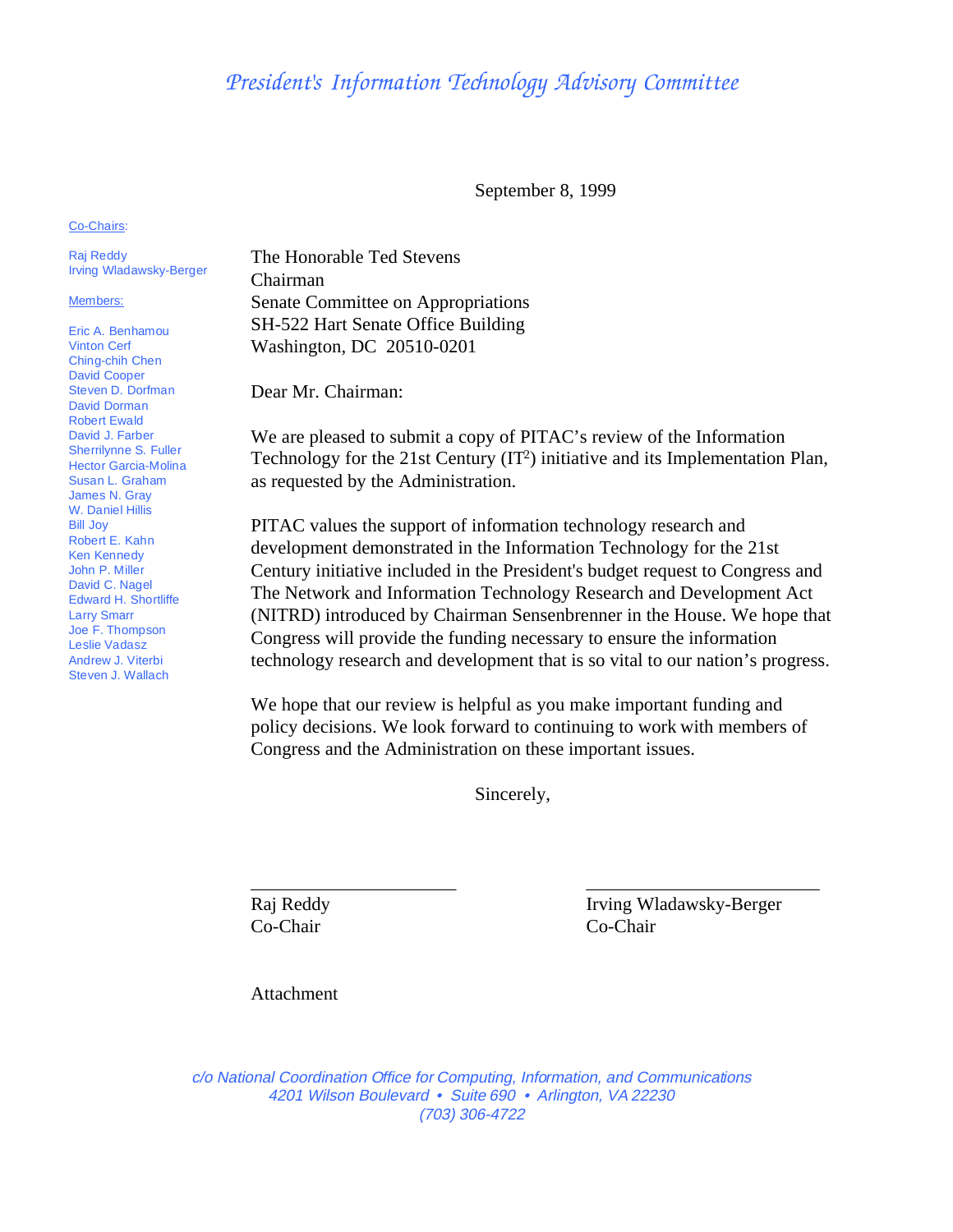# *President's Information Technology Advisory Committee*

September 8, 1999

Co-Chairs:

Raj Reddy
Irving Wladawsky-Berger

Members:

Eric A. Benhamou
Vinton Cerf
Ching-chih Chen
David Cooper
Steven D. Dorfman
David Dorman
Robert Ewald
David J. Farber
Sherrilynne S. Fuller
Hector Garcia-Molina
Susan L. Graham
James N. Gray
W. Daniel Hillis
Bill Joy
Robert E. Kahn
Ken Kennedy
John P. Miller
David C. Nagel
Edward H. Shortliffe
Larry Smarr
Joe F. Thompson
Leslie Vadasz
Andrew J. Viterbi
Steven J. Wallach

The Honorable Ted Stevens
Chairman
Senate Committee on Appropriations
SH-522 Hart Senate Office Building
Washington, DC 20510-0201

Dear Mr. Chairman:

We are pleased to submit a copy of PITAC's review of the Information Technology for the 21st Century ($IT^2$) initiative and its Implementation Plan, as requested by the Administration.

PITAC values the support of information technology research and development demonstrated in the Information Technology for the 21st Century initiative included in the President's budget request to Congress and The Network and Information Technology Research and Development Act (NITRD) introduced by Chairman Sensenbrenner in the House. We hope that Congress will provide the funding necessary to ensure the information technology research and development that is so vital to our nation's progress.

We hope that our review is helpful as you make important funding and policy decisions. We look forward to continuing to work with members of Congress and the Administration on these important issues.

Sincerely,

\_\_\_\_\_\_\_\_\_\_\_\_\_\_\_\_\_\_\_\_\_\_
Raj Reddy
Co-Chair

\_\_\_\_\_\_\_\_\_\_\_\_\_\_\_\_\_\_\_\_\_\_\_\_\_
Irving Wladawsky-Berger
Co-Chair

Attachment

*c/o National Coordination Office for Computing, Information, and Communications*
*4201 Wilson Boulevard • Suite 690 • Arlington, VA 22230*
*(703) 306-4722*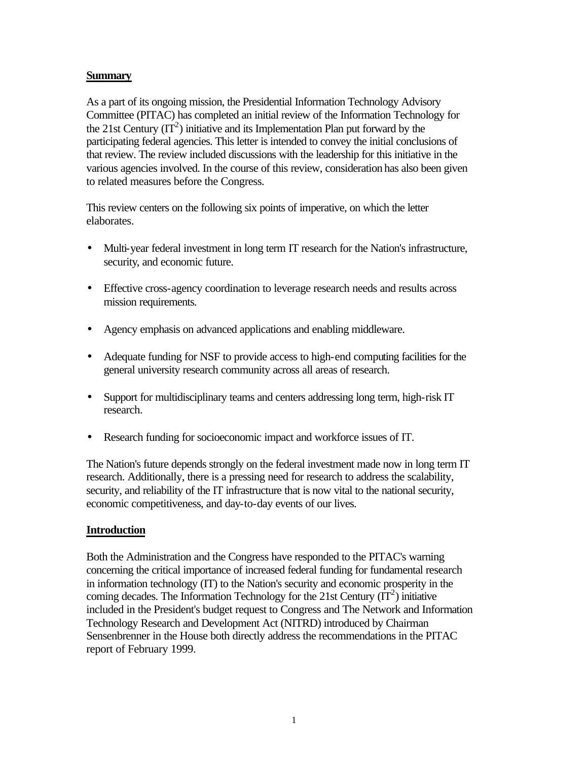## Summary

As a part of its ongoing mission, the Presidential Information Technology Advisory Committee (PITAC) has completed an initial review of the Information Technology for the 21st Century ($IT^2$) initiative and its Implementation Plan put forward by the participating federal agencies. This letter is intended to convey the initial conclusions of that review. The review included discussions with the leadership for this initiative in the various agencies involved. In the course of this review, consideration has also been given to related measures before the Congress.

This review centers on the following six points of imperative, on which the letter elaborates.

- Multi-year federal investment in long term IT research for the Nation's infrastructure, security, and economic future.
- Effective cross-agency coordination to leverage research needs and results across mission requirements.
- Agency emphasis on advanced applications and enabling middleware.
- Adequate funding for NSF to provide access to high-end computing facilities for the general university research community across all areas of research.
- Support for multidisciplinary teams and centers addressing long term, high-risk IT research.
- Research funding for socioeconomic impact and workforce issues of IT.

The Nation's future depends strongly on the federal investment made now in long term IT research. Additionally, there is a pressing need for research to address the scalability, security, and reliability of the IT infrastructure that is now vital to the national security, economic competitiveness, and day-to-day events of our lives.

## Introduction

Both the Administration and the Congress have responded to the PITAC's warning concerning the critical importance of increased federal funding for fundamental research in information technology (IT) to the Nation's security and economic prosperity in the coming decades. The Information Technology for the 21st Century ($IT^2$) initiative included in the President's budget request to Congress and The Network and Information Technology Research and Development Act (NITRD) introduced by Chairman Sensenbrenner in the House both directly address the recommendations in the PITAC report of February 1999.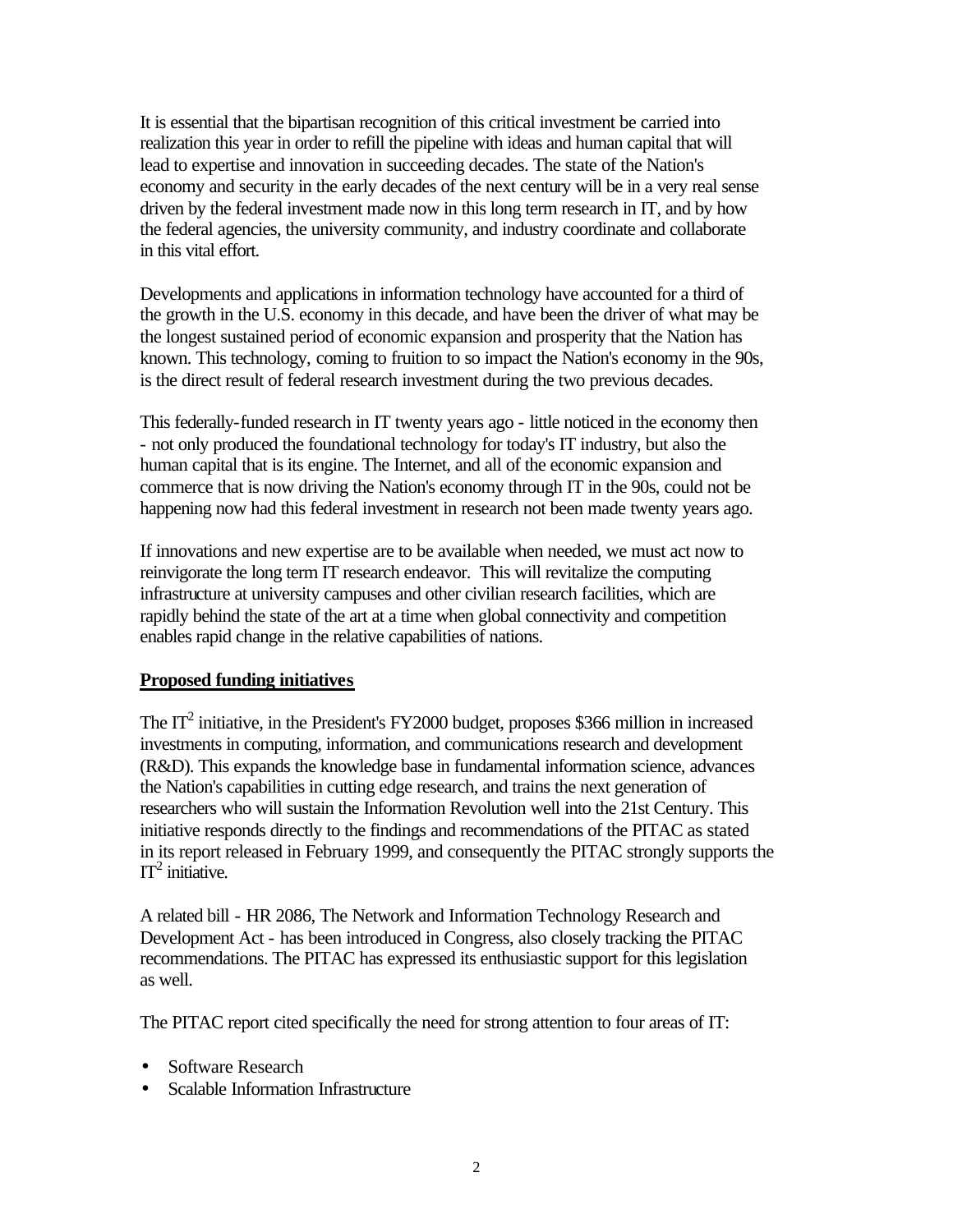It is essential that the bipartisan recognition of this critical investment be carried into realization this year in order to refill the pipeline with ideas and human capital that will lead to expertise and innovation in succeeding decades. The state of the Nation's economy and security in the early decades of the next century will be in a very real sense driven by the federal investment made now in this long term research in IT, and by how the federal agencies, the university community, and industry coordinate and collaborate in this vital effort.

Developments and applications in information technology have accounted for a third of the growth in the U.S. economy in this decade, and have been the driver of what may be the longest sustained period of economic expansion and prosperity that the Nation has known. This technology, coming to fruition to so impact the Nation's economy in the 90s, is the direct result of federal research investment during the two previous decades.

This federally-funded research in IT twenty years ago - little noticed in the economy then - not only produced the foundational technology for today's IT industry, but also the human capital that is its engine. The Internet, and all of the economic expansion and commerce that is now driving the Nation's economy through IT in the 90s, could not be happening now had this federal investment in research not been made twenty years ago.

If innovations and new expertise are to be available when needed, we must act now to reinvigorate the long term IT research endeavor. This will revitalize the computing infrastructure at university campuses and other civilian research facilities, which are rapidly behind the state of the art at a time when global connectivity and competition enables rapid change in the relative capabilities of nations.

**Proposed funding initiatives**

The $IT^2$ initiative, in the President's FY2000 budget, proposes \$366 million in increased investments in computing, information, and communications research and development (R&D). This expands the knowledge base in fundamental information science, advances the Nation's capabilities in cutting edge research, and trains the next generation of researchers who will sustain the Information Revolution well into the 21st Century. This initiative responds directly to the findings and recommendations of the PITAC as stated in its report released in February 1999, and consequently the PITAC strongly supports the $IT^2$ initiative.

A related bill - HR 2086, The Network and Information Technology Research and Development Act - has been introduced in Congress, also closely tracking the PITAC recommendations. The PITAC has expressed its enthusiastic support for this legislation as well.

The PITAC report cited specifically the need for strong attention to four areas of IT:

- Software Research
- Scalable Information Infrastructure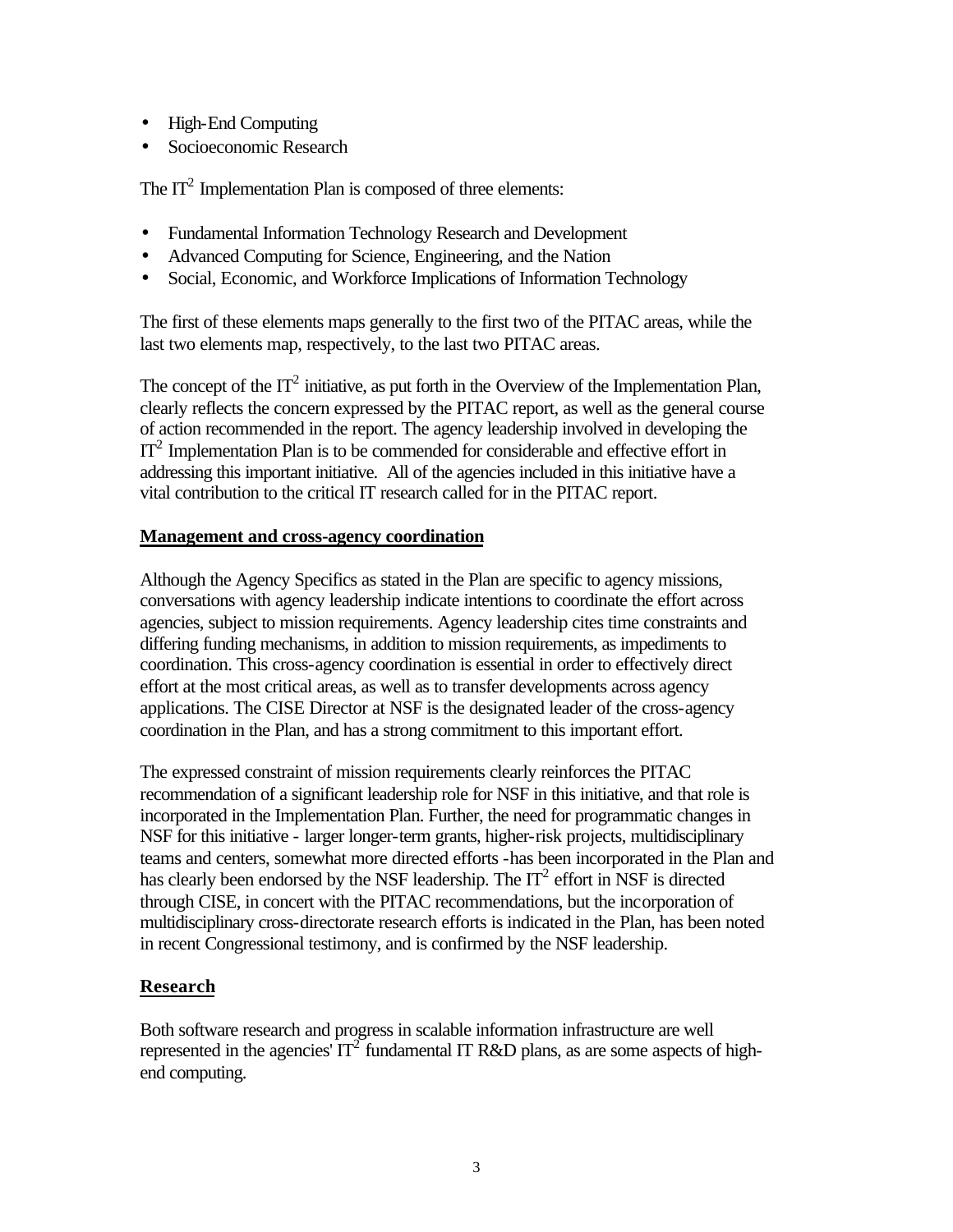- High-End Computing
- Socioeconomic Research

The IT$^2$ Implementation Plan is composed of three elements:

- Fundamental Information Technology Research and Development
- Advanced Computing for Science, Engineering, and the Nation
- Social, Economic, and Workforce Implications of Information Technology

The first of these elements maps generally to the first two of the PITAC areas, while the last two elements map, respectively, to the last two PITAC areas.

The concept of the IT$^2$ initiative, as put forth in the Overview of the Implementation Plan, clearly reflects the concern expressed by the PITAC report, as well as the general course of action recommended in the report. The agency leadership involved in developing the IT$^2$ Implementation Plan is to be commended for considerable and effective effort in addressing this important initiative. All of the agencies included in this initiative have a vital contribution to the critical IT research called for in the PITAC report.

## Management and cross-agency coordination

Although the Agency Specifics as stated in the Plan are specific to agency missions, conversations with agency leadership indicate intentions to coordinate the effort across agencies, subject to mission requirements. Agency leadership cites time constraints and differing funding mechanisms, in addition to mission requirements, as impediments to coordination. This cross-agency coordination is essential in order to effectively direct effort at the most critical areas, as well as to transfer developments across agency applications. The CISE Director at NSF is the designated leader of the cross-agency coordination in the Plan, and has a strong commitment to this important effort.

The expressed constraint of mission requirements clearly reinforces the PITAC recommendation of a significant leadership role for NSF in this initiative, and that role is incorporated in the Implementation Plan. Further, the need for programmatic changes in NSF for this initiative - larger longer-term grants, higher-risk projects, multidisciplinary teams and centers, somewhat more directed efforts -has been incorporated in the Plan and has clearly been endorsed by the NSF leadership. The IT$^2$ effort in NSF is directed through CISE, in concert with the PITAC recommendations, but the incorporation of multidisciplinary cross-directorate research efforts is indicated in the Plan, has been noted in recent Congressional testimony, and is confirmed by the NSF leadership.

## Research

Both software research and progress in scalable information infrastructure are well represented in the agencies' IT$^2$ fundamental IT R&D plans, as are some aspects of high-end computing.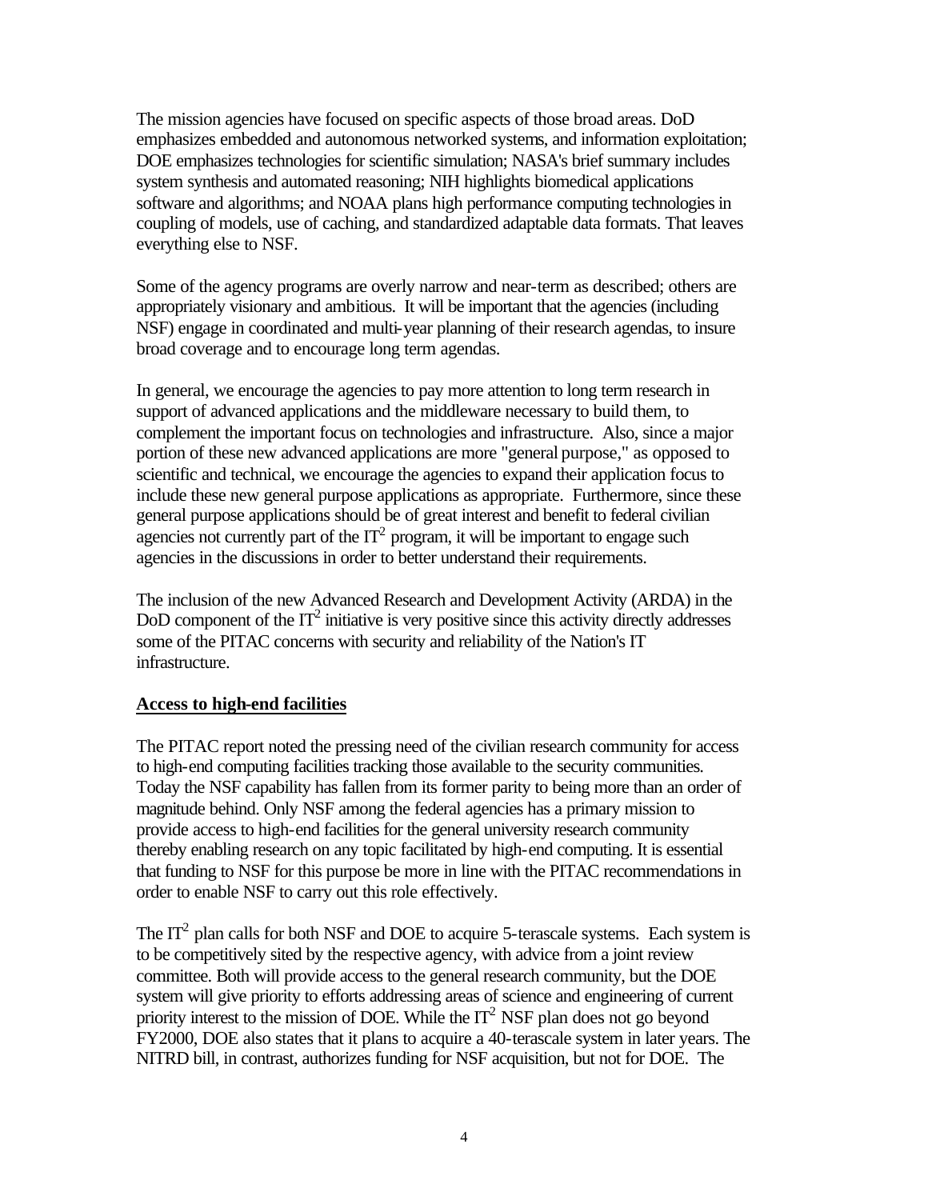The mission agencies have focused on specific aspects of those broad areas. DoD emphasizes embedded and autonomous networked systems, and information exploitation; DOE emphasizes technologies for scientific simulation; NASA's brief summary includes system synthesis and automated reasoning; NIH highlights biomedical applications software and algorithms; and NOAA plans high performance computing technologies in coupling of models, use of caching, and standardized adaptable data formats. That leaves everything else to NSF.

Some of the agency programs are overly narrow and near-term as described; others are appropriately visionary and ambitious. It will be important that the agencies (including NSF) engage in coordinated and multi-year planning of their research agendas, to insure broad coverage and to encourage long term agendas.

In general, we encourage the agencies to pay more attention to long term research in support of advanced applications and the middleware necessary to build them, to complement the important focus on technologies and infrastructure. Also, since a major portion of these new advanced applications are more "general purpose," as opposed to scientific and technical, we encourage the agencies to expand their application focus to include these new general purpose applications as appropriate. Furthermore, since these general purpose applications should be of great interest and benefit to federal civilian agencies not currently part of the $IT^2$ program, it will be important to engage such agencies in the discussions in order to better understand their requirements.

The inclusion of the new Advanced Research and Development Activity (ARDA) in the DoD component of the $IT^2$ initiative is very positive since this activity directly addresses some of the PITAC concerns with security and reliability of the Nation's IT infrastructure.

**Access to high-end facilities**

The PITAC report noted the pressing need of the civilian research community for access to high-end computing facilities tracking those available to the security communities. Today the NSF capability has fallen from its former parity to being more than an order of magnitude behind. Only NSF among the federal agencies has a primary mission to provide access to high-end facilities for the general university research community thereby enabling research on any topic facilitated by high-end computing. It is essential that funding to NSF for this purpose be more in line with the PITAC recommendations in order to enable NSF to carry out this role effectively.

The $IT^2$ plan calls for both NSF and DOE to acquire 5-terascale systems. Each system is to be competitively sited by the respective agency, with advice from a joint review committee. Both will provide access to the general research community, but the DOE system will give priority to efforts addressing areas of science and engineering of current priority interest to the mission of DOE. While the $IT^2$ NSF plan does not go beyond FY2000, DOE also states that it plans to acquire a 40-terascale system in later years. The NITRD bill, in contrast, authorizes funding for NSF acquisition, but not for DOE. The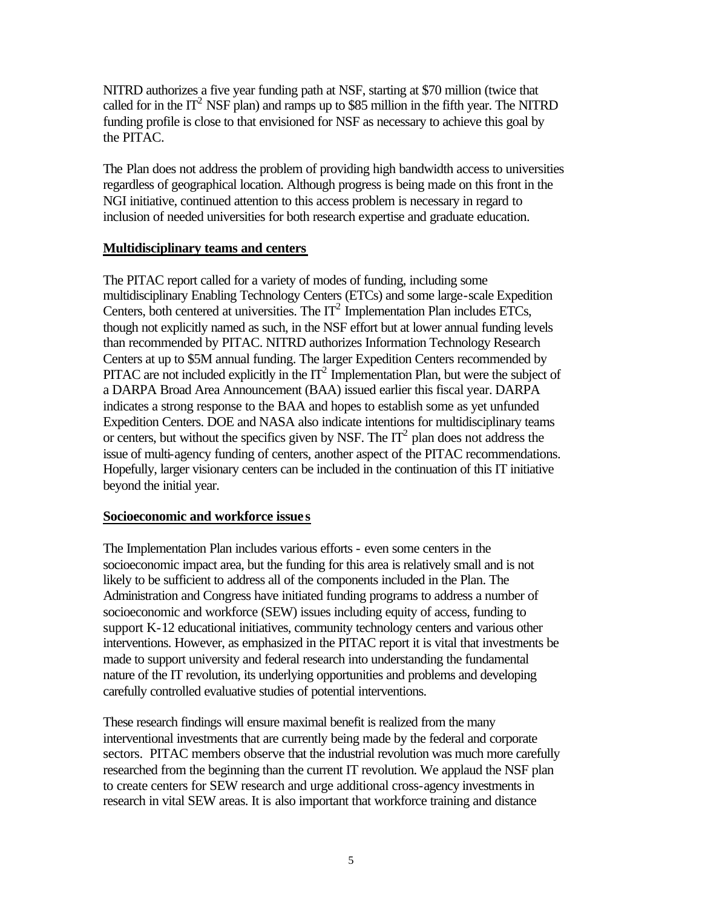NITRD authorizes a five year funding path at NSF, starting at $70 million (twice that called for in the IT$^2$ NSF plan) and ramps up to $85 million in the fifth year. The NITRD funding profile is close to that envisioned for NSF as necessary to achieve this goal by the PITAC.

The Plan does not address the problem of providing high bandwidth access to universities regardless of geographical location. Although progress is being made on this front in the NGI initiative, continued attention to this access problem is necessary in regard to inclusion of needed universities for both research expertise and graduate education.

**Multidisciplinary teams and centers**

The PITAC report called for a variety of modes of funding, including some multidisciplinary Enabling Technology Centers (ETCs) and some large-scale Expedition Centers, both centered at universities. The IT$^2$ Implementation Plan includes ETCs, though not explicitly named as such, in the NSF effort but at lower annual funding levels than recommended by PITAC. NITRD authorizes Information Technology Research Centers at up to $5M annual funding. The larger Expedition Centers recommended by PITAC are not included explicitly in the IT$^2$ Implementation Plan, but were the subject of a DARPA Broad Area Announcement (BAA) issued earlier this fiscal year. DARPA indicates a strong response to the BAA and hopes to establish some as yet unfunded Expedition Centers. DOE and NASA also indicate intentions for multidisciplinary teams or centers, but without the specifics given by NSF. The IT$^2$ plan does not address the issue of multi-agency funding of centers, another aspect of the PITAC recommendations. Hopefully, larger visionary centers can be included in the continuation of this IT initiative beyond the initial year.

**Socioeconomic and workforce issues**

The Implementation Plan includes various efforts - even some centers in the socioeconomic impact area, but the funding for this area is relatively small and is not likely to be sufficient to address all of the components included in the Plan. The Administration and Congress have initiated funding programs to address a number of socioeconomic and workforce (SEW) issues including equity of access, funding to support K-12 educational initiatives, community technology centers and various other interventions. However, as emphasized in the PITAC report it is vital that investments be made to support university and federal research into understanding the fundamental nature of the IT revolution, its underlying opportunities and problems and developing carefully controlled evaluative studies of potential interventions.

These research findings will ensure maximal benefit is realized from the many interventional investments that are currently being made by the federal and corporate sectors. PITAC members observe that the industrial revolution was much more carefully researched from the beginning than the current IT revolution. We applaud the NSF plan to create centers for SEW research and urge additional cross-agency investments in research in vital SEW areas. It is also important that workforce training and distance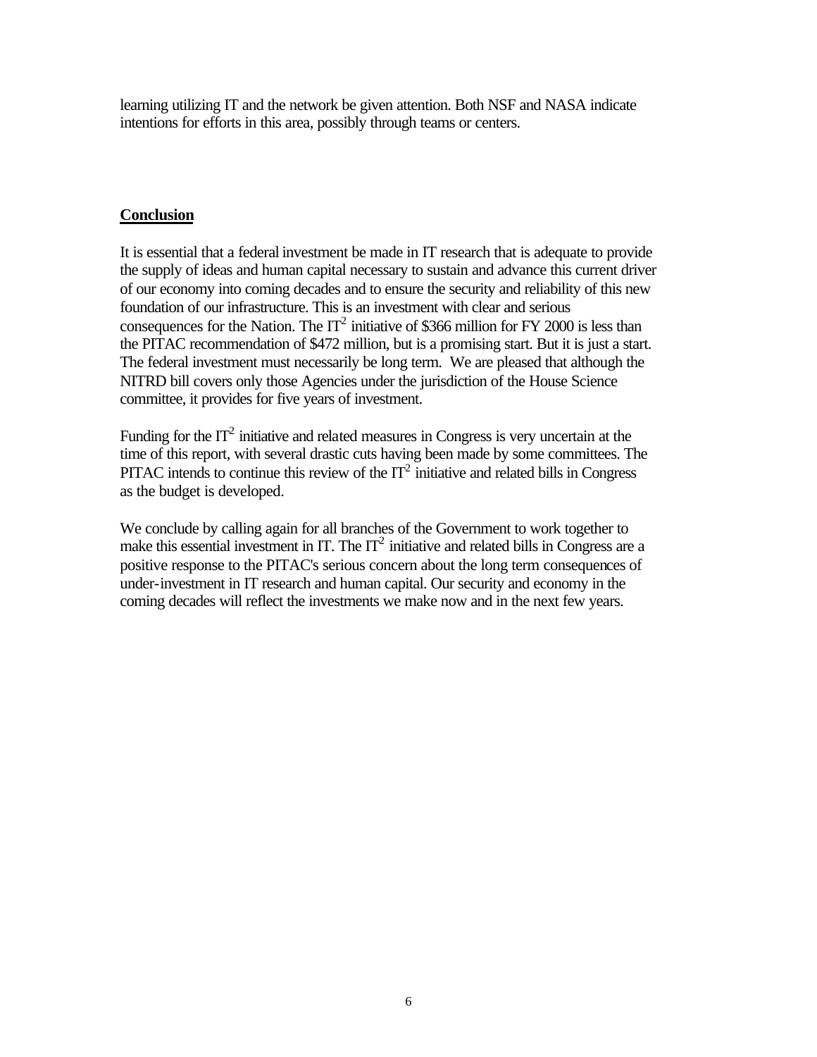learning utilizing IT and the network be given attention. Both NSF and NASA indicate intentions for efforts in this area, possibly through teams or centers.

## Conclusion

It is essential that a federal investment be made in IT research that is adequate to provide the supply of ideas and human capital necessary to sustain and advance this current driver of our economy into coming decades and to ensure the security and reliability of this new foundation of our infrastructure. This is an investment with clear and serious consequences for the Nation. The $IT^2$ initiative of $366 million for FY 2000 is less than the PITAC recommendation of $472 million, but is a promising start. But it is just a start. The federal investment must necessarily be long term. We are pleased that although the NITRD bill covers only those Agencies under the jurisdiction of the House Science committee, it provides for five years of investment.

Funding for the $IT^2$ initiative and related measures in Congress is very uncertain at the time of this report, with several drastic cuts having been made by some committees. The PITAC intends to continue this review of the $IT^2$ initiative and related bills in Congress as the budget is developed.

We conclude by calling again for all branches of the Government to work together to make this essential investment in IT. The $IT^2$ initiative and related bills in Congress are a positive response to the PITAC's serious concern about the long term consequences of under-investment in IT research and human capital. Our security and economy in the coming decades will reflect the investments we make now and in the next few years.